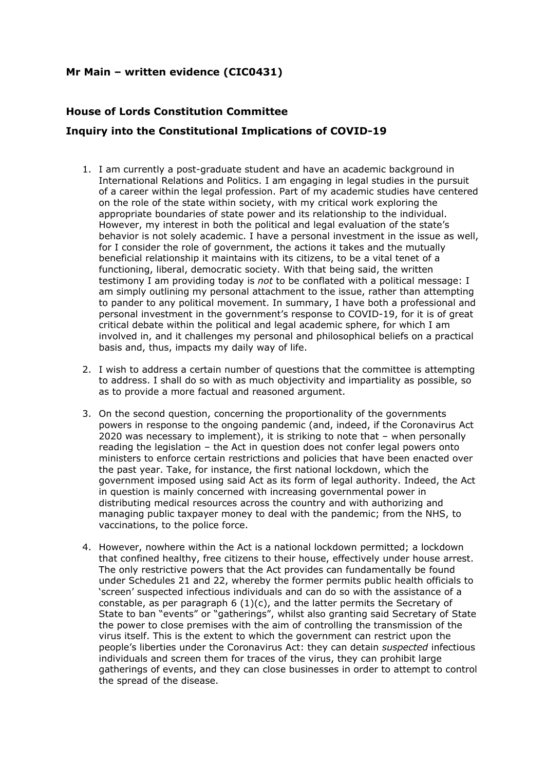**Mr Main – written evidence (CIC0431)**

**House of Lords Constitution Committee**

**Inquiry into the Constitutional Implications of COVID-19**

1. I am currently a post-graduate student and have an academic background in International Relations and Politics. I am engaging in legal studies in the pursuit of a career within the legal profession. Part of my academic studies have centered on the role of the state within society, with my critical work exploring the appropriate boundaries of state power and its relationship to the individual. However, my interest in both the political and legal evaluation of the state's behavior is not solely academic. I have a personal investment in the issue as well, for I consider the role of government, the actions it takes and the mutually beneficial relationship it maintains with its citizens, to be a vital tenet of a functioning, liberal, democratic society. With that being said, the written testimony I am providing today is *not* to be conflated with a political message: I am simply outlining my personal attachment to the issue, rather than attempting to pander to any political movement. In summary, I have both a professional and personal investment in the government's response to COVID-19, for it is of great critical debate within the political and legal academic sphere, for which I am involved in, and it challenges my personal and philosophical beliefs on a practical basis and, thus, impacts my daily way of life.

2. I wish to address a certain number of questions that the committee is attempting to address. I shall do so with as much objectivity and impartiality as possible, so as to provide a more factual and reasoned argument.

3. On the second question, concerning the proportionality of the governments powers in response to the ongoing pandemic (and, indeed, if the Coronavirus Act 2020 was necessary to implement), it is striking to note that – when personally reading the legislation – the Act in question does not confer legal powers onto ministers to enforce certain restrictions and policies that have been enacted over the past year. Take, for instance, the first national lockdown, which the government imposed using said Act as its form of legal authority. Indeed, the Act in question is mainly concerned with increasing governmental power in distributing medical resources across the country and with authorizing and managing public taxpayer money to deal with the pandemic; from the NHS, to vaccinations, to the police force.

4. However, nowhere within the Act is a national lockdown permitted; a lockdown that confined healthy, free citizens to their house, effectively under house arrest. The only restrictive powers that the Act provides can fundamentally be found under Schedules 21 and 22, whereby the former permits public health officials to 'screen' suspected infectious individuals and can do so with the assistance of a constable, as per paragraph 6 (1)(c), and the latter permits the Secretary of State to ban "events" or "gatherings", whilst also granting said Secretary of State the power to close premises with the aim of controlling the transmission of the virus itself. This is the extent to which the government can restrict upon the people's liberties under the Coronavirus Act: they can detain *suspected* infectious individuals and screen them for traces of the virus, they can prohibit large gatherings of events, and they can close businesses in order to attempt to control the spread of the disease.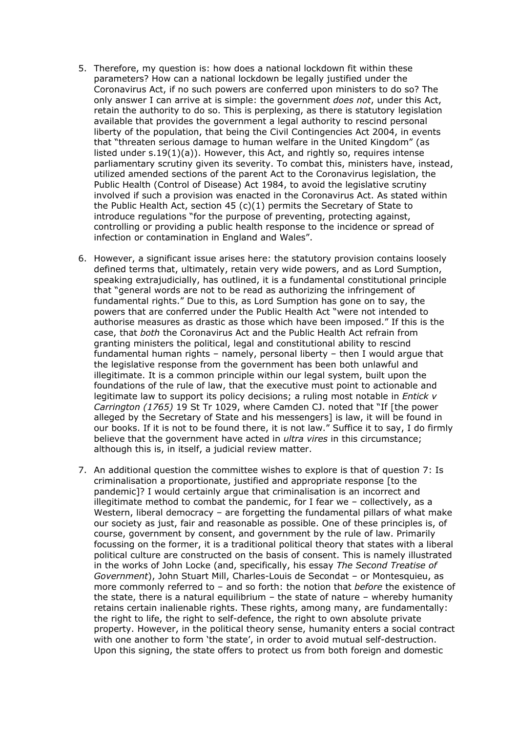5. Therefore, my question is: how does a national lockdown fit within these parameters? How can a national lockdown be legally justified under the Coronavirus Act, if no such powers are conferred upon ministers to do so? The only answer I can arrive at is simple: the government *does not*, under this Act, retain the authority to do so. This is perplexing, as there is statutory legislation available that provides the government a legal authority to rescind personal liberty of the population, that being the Civil Contingencies Act 2004, in events that "threaten serious damage to human welfare in the United Kingdom" (as listed under s.19(1)(a)). However, this Act, and rightly so, requires intense parliamentary scrutiny given its severity. To combat this, ministers have, instead, utilized amended sections of the parent Act to the Coronavirus legislation, the Public Health (Control of Disease) Act 1984, to avoid the legislative scrutiny involved if such a provision was enacted in the Coronavirus Act. As stated within the Public Health Act, section 45 (c)(1) permits the Secretary of State to introduce regulations "for the purpose of preventing, protecting against, controlling or providing a public health response to the incidence or spread of infection or contamination in England and Wales".

6. However, a significant issue arises here: the statutory provision contains loosely defined terms that, ultimately, retain very wide powers, and as Lord Sumption, speaking extrajudicially, has outlined, it is a fundamental constitutional principle that "general words are not to be read as authorizing the infringement of fundamental rights." Due to this, as Lord Sumption has gone on to say, the powers that are conferred under the Public Health Act "were not intended to authorise measures as drastic as those which have been imposed." If this is the case, that *both* the Coronavirus Act and the Public Health Act refrain from granting ministers the political, legal and constitutional ability to rescind fundamental human rights – namely, personal liberty – then I would argue that the legislative response from the government has been both unlawful and illegitimate. It is a common principle within our legal system, built upon the foundations of the rule of law, that the executive must point to actionable and legitimate law to support its policy decisions; a ruling most notable in *Entick v Carrington (1765)* 19 St Tr 1029, where Camden CJ. noted that "If [the power alleged by the Secretary of State and his messengers] is law, it will be found in our books. If it is not to be found there, it is not law." Suffice it to say, I do firmly believe that the government have acted in *ultra vires* in this circumstance; although this is, in itself, a judicial review matter.

7. An additional question the committee wishes to explore is that of question 7: Is criminalisation a proportionate, justified and appropriate response [to the pandemic]? I would certainly argue that criminalisation is an incorrect and illegitimate method to combat the pandemic, for I fear we – collectively, as a Western, liberal democracy – are forgetting the fundamental pillars of what make our society as just, fair and reasonable as possible. One of these principles is, of course, government by consent, and government by the rule of law. Primarily focussing on the former, it is a traditional political theory that states with a liberal political culture are constructed on the basis of consent. This is namely illustrated in the works of John Locke (and, specifically, his essay *The Second Treatise of Government*), John Stuart Mill, Charles-Louis de Secondat – or Montesquieu, as more commonly referred to – and so forth: the notion that *before* the existence of the state, there is a natural equilibrium – the state of nature – whereby humanity retains certain inalienable rights. These rights, among many, are fundamentally: the right to life, the right to self-defence, the right to own absolute private property. However, in the political theory sense, humanity enters a social contract with one another to form 'the state', in order to avoid mutual self-destruction. Upon this signing, the state offers to protect us from both foreign and domestic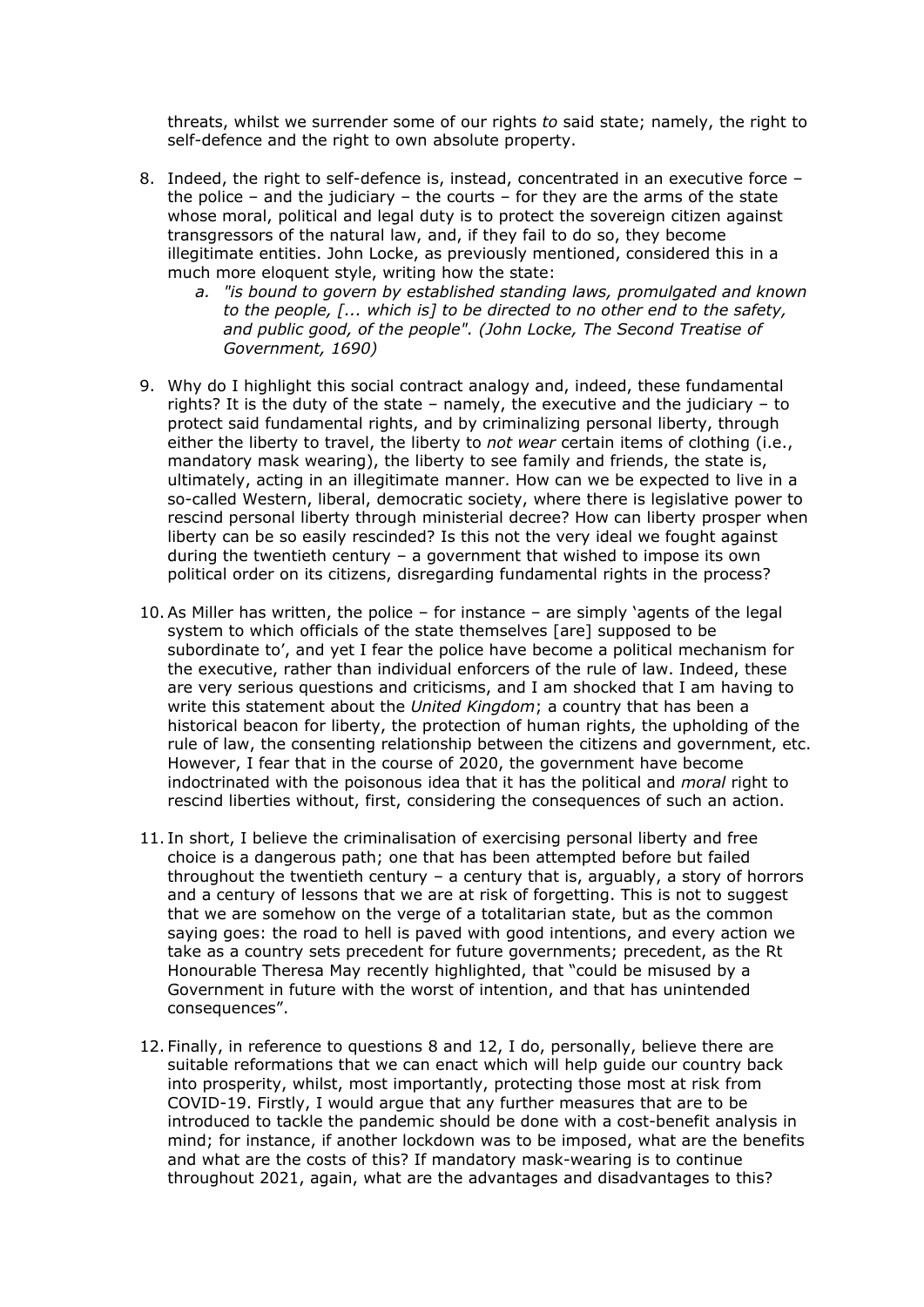threats, whilst we surrender some of our rights *to* said state; namely, the right to self-defence and the right to own absolute property.

8. Indeed, the right to self-defence is, instead, concentrated in an executive force – the police – and the judiciary – the courts – for they are the arms of the state whose moral, political and legal duty is to protect the sovereign citizen against transgressors of the natural law, and, if they fail to do so, they become illegitimate entities. John Locke, as previously mentioned, considered this in a much more eloquent style, writing how the state:
    a. *"is bound to govern by established standing laws, promulgated and known to the people, [... which is] to be directed to no other end to the safety, and public good, of the people". (John Locke, The Second Treatise of Government, 1690)*

9. Why do I highlight this social contract analogy and, indeed, these fundamental rights? It is the duty of the state – namely, the executive and the judiciary – to protect said fundamental rights, and by criminalizing personal liberty, through either the liberty to travel, the liberty to *not wear* certain items of clothing (i.e., mandatory mask wearing), the liberty to see family and friends, the state is, ultimately, acting in an illegitimate manner. How can we be expected to live in a so-called Western, liberal, democratic society, where there is legislative power to rescind personal liberty through ministerial decree? How can liberty prosper when liberty can be so easily rescinded? Is this not the very ideal we fought against during the twentieth century – a government that wished to impose its own political order on its citizens, disregarding fundamental rights in the process?

10. As Miller has written, the police – for instance – are simply 'agents of the legal system to which officials of the state themselves [are] supposed to be subordinate to', and yet I fear the police have become a political mechanism for the executive, rather than individual enforcers of the rule of law. Indeed, these are very serious questions and criticisms, and I am shocked that I am having to write this statement about the *United Kingdom*; a country that has been a historical beacon for liberty, the protection of human rights, the upholding of the rule of law, the consenting relationship between the citizens and government, etc. However, I fear that in the course of 2020, the government have become indoctrinated with the poisonous idea that it has the political and *moral* right to rescind liberties without, first, considering the consequences of such an action.

11. In short, I believe the criminalisation of exercising personal liberty and free choice is a dangerous path; one that has been attempted before but failed throughout the twentieth century – a century that is, arguably, a story of horrors and a century of lessons that we are at risk of forgetting. This is not to suggest that we are somehow on the verge of a totalitarian state, but as the common saying goes: the road to hell is paved with good intentions, and every action we take as a country sets precedent for future governments; precedent, as the Rt Honourable Theresa May recently highlighted, that "could be misused by a Government in future with the worst of intention, and that has unintended consequences".

12. Finally, in reference to questions 8 and 12, I do, personally, believe there are suitable reformations that we can enact which will help guide our country back into prosperity, whilst, most importantly, protecting those most at risk from COVID-19. Firstly, I would argue that any further measures that are to be introduced to tackle the pandemic should be done with a cost-benefit analysis in mind; for instance, if another lockdown was to be imposed, what are the benefits and what are the costs of this? If mandatory mask-wearing is to continue throughout 2021, again, what are the advantages and disadvantages to this?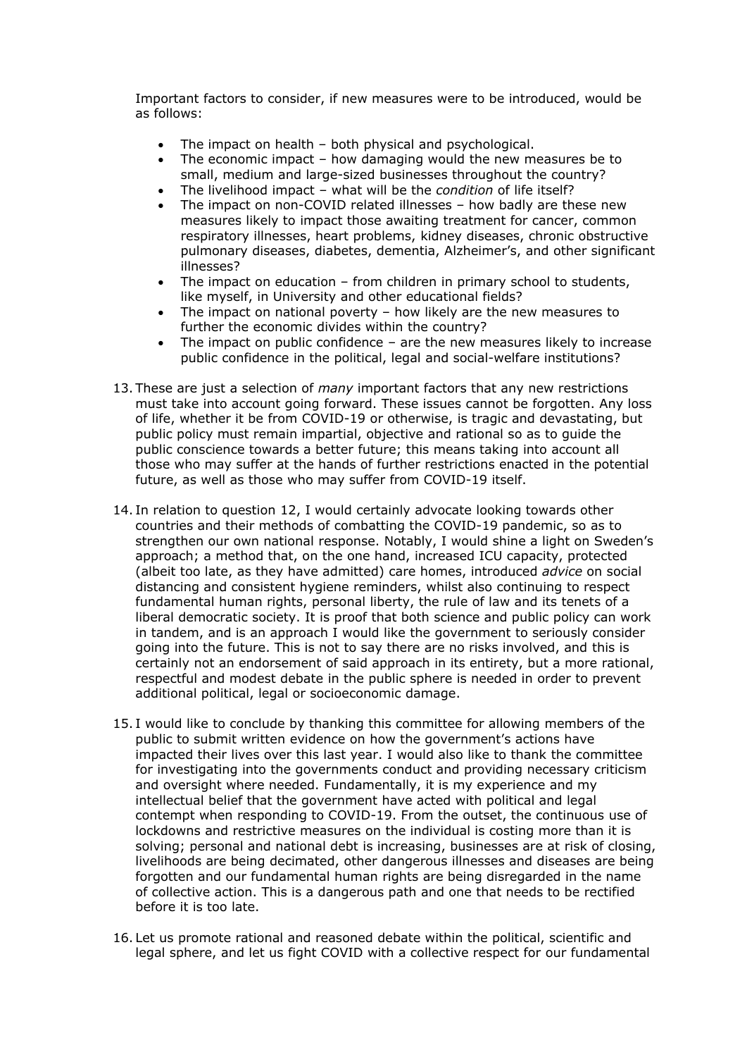Important factors to consider, if new measures were to be introduced, would be as follows:

- The impact on health – both physical and psychological.
- The economic impact – how damaging would the new measures be to small, medium and large-sized businesses throughout the country?
- The livelihood impact – what will be the *condition* of life itself?
- The impact on non-COVID related illnesses – how badly are these new measures likely to impact those awaiting treatment for cancer, common respiratory illnesses, heart problems, kidney diseases, chronic obstructive pulmonary diseases, diabetes, dementia, Alzheimer's, and other significant illnesses?
- The impact on education – from children in primary school to students, like myself, in University and other educational fields?
- The impact on national poverty – how likely are the new measures to further the economic divides within the country?
- The impact on public confidence – are the new measures likely to increase public confidence in the political, legal and social-welfare institutions?

13. These are just a selection of *many* important factors that any new restrictions must take into account going forward. These issues cannot be forgotten. Any loss of life, whether it be from COVID-19 or otherwise, is tragic and devastating, but public policy must remain impartial, objective and rational so as to guide the public conscience towards a better future; this means taking into account all those who may suffer at the hands of further restrictions enacted in the potential future, as well as those who may suffer from COVID-19 itself.

14. In relation to question 12, I would certainly advocate looking towards other countries and their methods of combatting the COVID-19 pandemic, so as to strengthen our own national response. Notably, I would shine a light on Sweden's approach; a method that, on the one hand, increased ICU capacity, protected (albeit too late, as they have admitted) care homes, introduced *advice* on social distancing and consistent hygiene reminders, whilst also continuing to respect fundamental human rights, personal liberty, the rule of law and its tenets of a liberal democratic society. It is proof that both science and public policy can work in tandem, and is an approach I would like the government to seriously consider going into the future. This is not to say there are no risks involved, and this is certainly not an endorsement of said approach in its entirety, but a more rational, respectful and modest debate in the public sphere is needed in order to prevent additional political, legal or socioeconomic damage.

15. I would like to conclude by thanking this committee for allowing members of the public to submit written evidence on how the government's actions have impacted their lives over this last year. I would also like to thank the committee for investigating into the governments conduct and providing necessary criticism and oversight where needed. Fundamentally, it is my experience and my intellectual belief that the government have acted with political and legal contempt when responding to COVID-19. From the outset, the continuous use of lockdowns and restrictive measures on the individual is costing more than it is solving; personal and national debt is increasing, businesses are at risk of closing, livelihoods are being decimated, other dangerous illnesses and diseases are being forgotten and our fundamental human rights are being disregarded in the name of collective action. This is a dangerous path and one that needs to be rectified before it is too late.

16. Let us promote rational and reasoned debate within the political, scientific and legal sphere, and let us fight COVID with a collective respect for our fundamental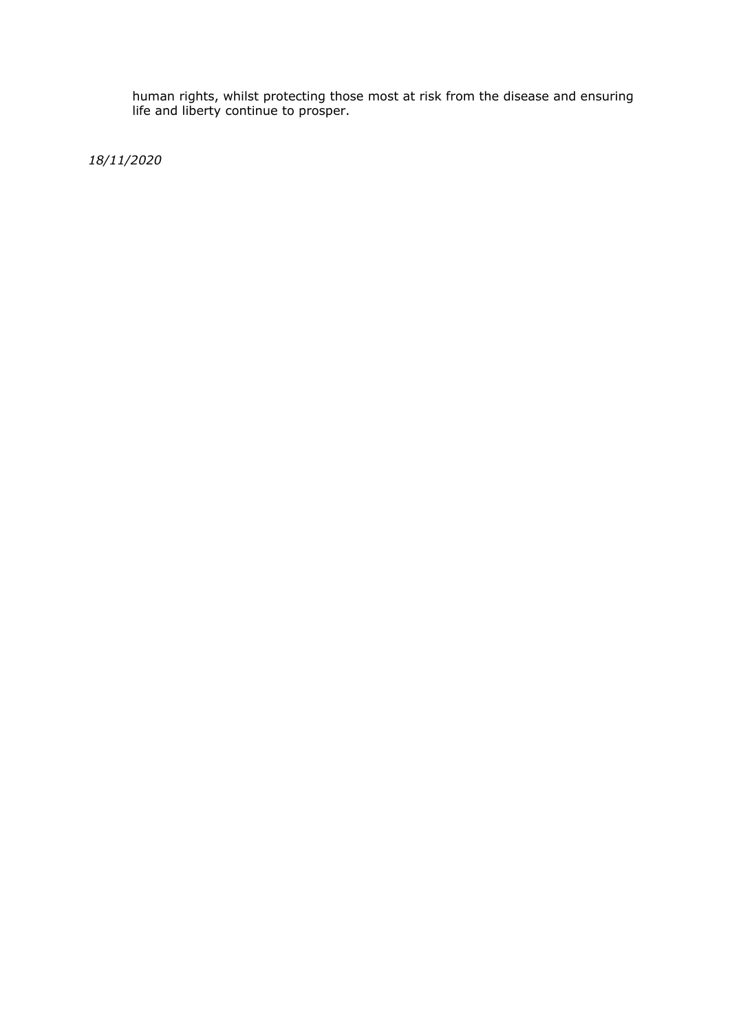human rights, whilst protecting those most at risk from the disease and ensuring life and liberty continue to prosper.

*18/11/2020*